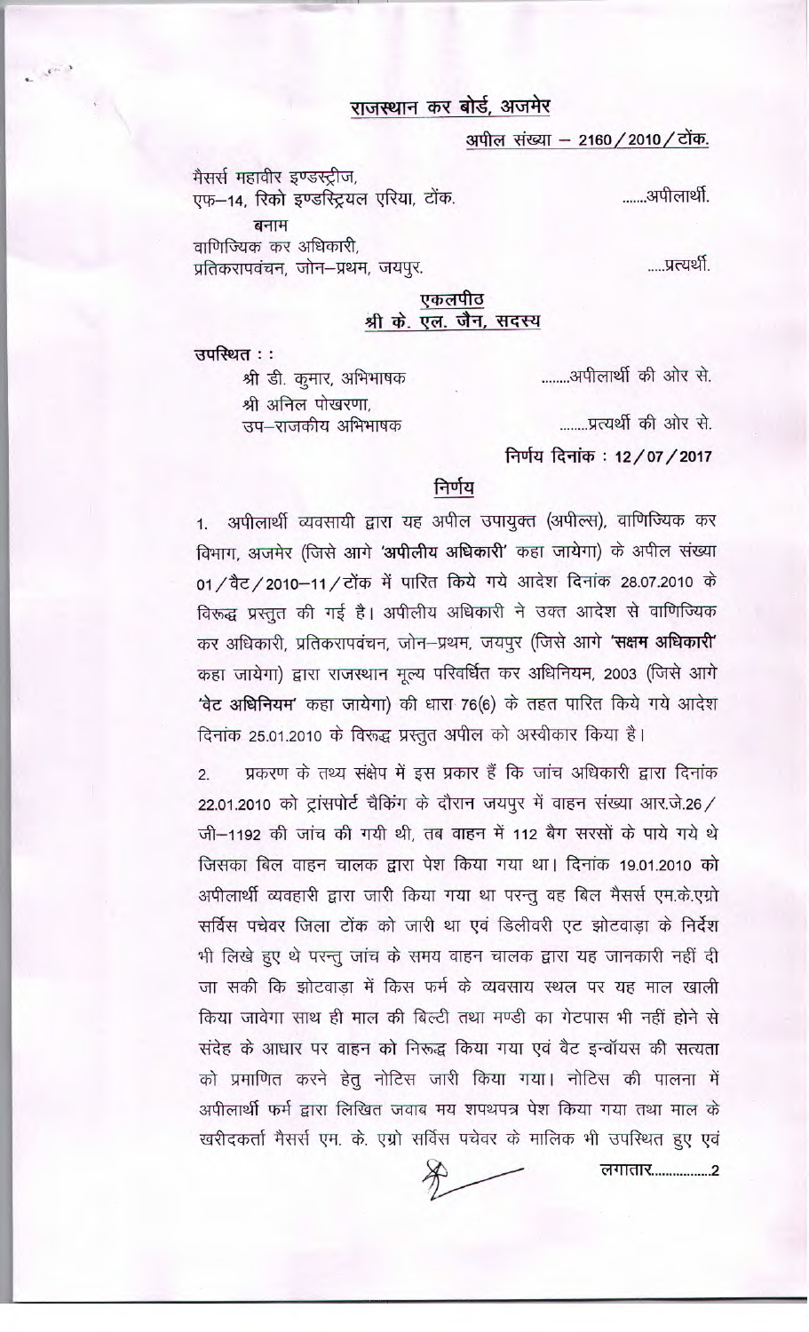## राजस्थान कर बोर्ड, अजमेर

अपील संख्या – 2160/2010/टोंक.

मैसर्स महावीर इण्डस्ट्रीज,
एफ–14, रिको इण्डस्ट्रियल एरिया, टोंक. .......अपीलार्थी.

बनाम

वाणिज्यिक कर अधिकारी,
प्रतिकरापवंचन, जोन–प्रथम, जयपुर. .....प्रत्यर्थी.

### एकलपीठ
### श्री के. एल. जैन, सदस्य

उपस्थित ::

श्री डी. कुमार, अभिभाषक ........अपीलार्थी की ओर से.

श्री अनिल पोखरणा,
उप–राजकीय अभिभाषक ........प्रत्यर्थी की ओर से.

निर्णय दिनांक : 12/07/2017

### निर्णय

1. अपीलार्थी व्यवसायी द्वारा यह अपील उपायुक्त (अपील्स), वाणिज्यिक कर विभाग, अजमेर (जिसे आगे **'अपीलीय अधिकारी'** कहा जायेगा) के अपील संख्या 01/वैट/2010–11/टोंक में पारित किये गये आदेश दिनांक 28.07.2010 के विरूद्ध प्रस्तुत की गई है। अपीलीय अधिकारी ने उक्त आदेश से वाणिज्यिक कर अधिकारी, प्रतिकरापवंचन, जोन–प्रथम, जयपुर (जिसे आगे **'सक्षम अधिकारी'** कहा जायेगा) द्वारा राजस्थान मूल्य परिवर्धित कर अधिनियम, 2003 (जिसे आगे **'वैट अधिनियम'** कहा जायेगा) की धारा 76(6) के तहत पारित किये गये आदेश दिनांक 25.01.2010 के विरूद्ध प्रस्तुत अपील को अस्वीकार किया है।

2. प्रकरण के तथ्य संक्षेप में इस प्रकार हैं कि जांच अधिकारी द्वारा दिनांक 22.01.2010 को ट्रांसपोर्ट चैकिंग के दौरान जयपुर में वाहन संख्या आर.जे.26/ जी–1192 की जांच की गयी थी, तब वाहन में 112 बैग सरसों के पाये गये थे जिसका बिल वाहन चालक द्वारा पेश किया गया था। दिनांक 19.01.2010 को अपीलार्थी व्यवहारी द्वारा जारी किया गया था परन्तु वह बिल मैसर्स एम.के.एग्रो सर्विस पचेवर जिला टोंक को जारी था एवं डिलीवरी एट झोटवाड़ा के निर्देश भी लिखे हुए थे परन्तु जांच के समय वाहन चालक द्वारा यह जानकारी नहीं दी जा सकी कि झोटवाड़ा में किस फर्म के व्यवसाय स्थल पर यह माल खाली किया जावेगा साथ ही माल की बिल्टी तथा मण्डी का गेटपास भी नहीं होने से संदेह के आधार पर वाहन को निरूद्ध किया गया एवं वैट इन्वॉयस की सत्यता को प्रमाणित करने हेतु नोटिस जारी किया गया। नोटिस की पालना में अपीलार्थी फर्म द्वारा लिखित जवाब मय शपथपत्र पेश किया गया तथा माल के खरीदकर्ता मैसर्स एम. के. एग्रो सर्विस पचेवर के मालिक भी उपस्थित हुए एवं

लगातार.................2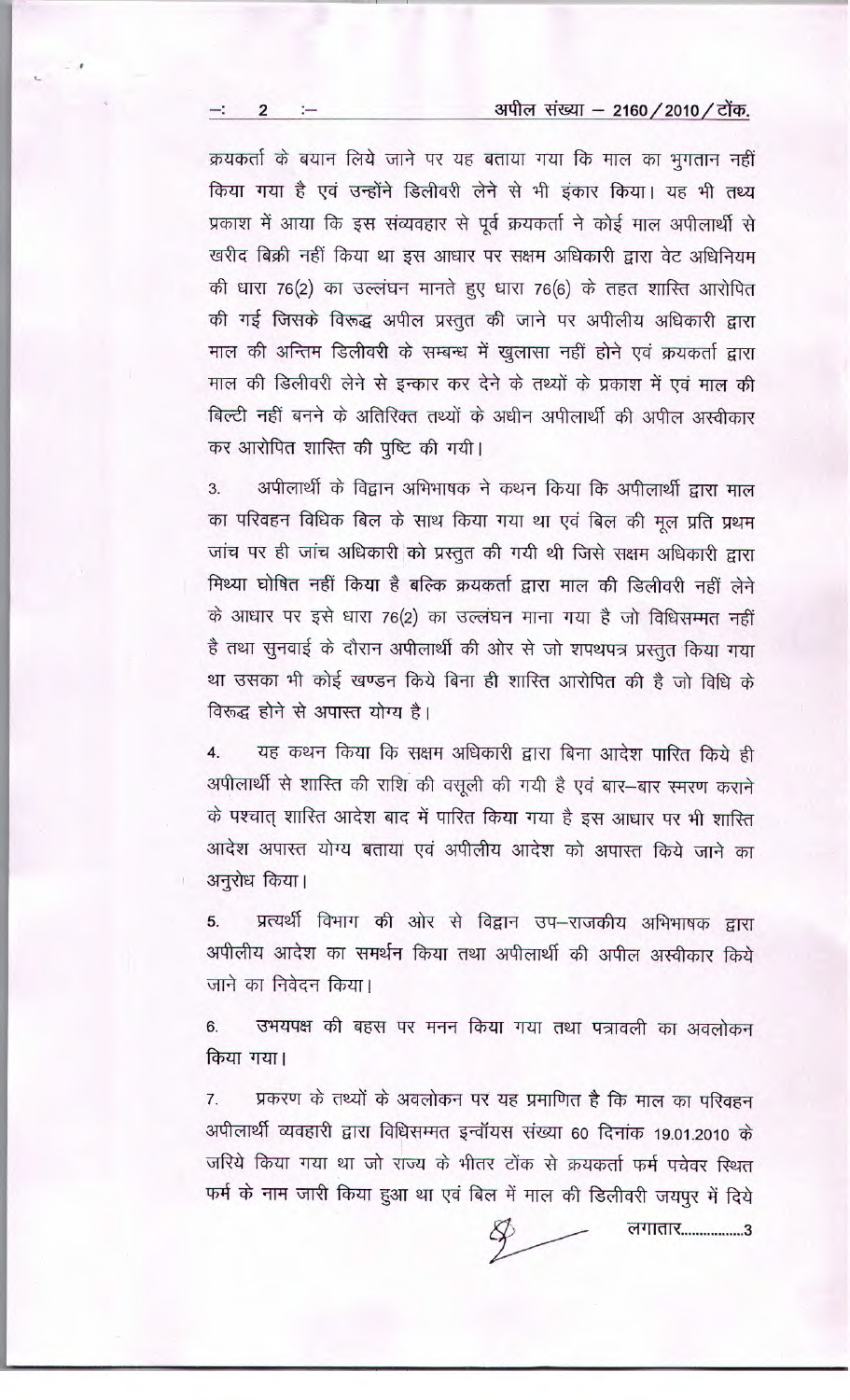क्रयकर्ता के बयान लिये जाने पर यह बताया गया कि माल का भुगतान नहीं किया गया है एवं उन्होंने डिलीवरी लेने से भी इंकार किया। यह भी तथ्य प्रकाश में आया कि इस संव्यवहार से पूर्व क्रयकर्ता ने कोई माल अपीलार्थी से खरीद बिक्री नहीं किया था इस आधार पर सक्षम अधिकारी द्वारा वेट अधिनियम की धारा 76(2) का उल्लंघन मानते हुए धारा 76(6) के तहत शास्ति आरोपित की गई जिसके विरूद्ध अपील प्रस्तुत की जाने पर अपीलीय अधिकारी द्वारा माल की अन्तिम डिलीवरी के सम्बन्ध में खुलासा नहीं होने एवं क्रयकर्ता द्वारा माल की डिलीवरी लेने से इन्कार कर देने के तथ्यों के प्रकाश में एवं माल की बिल्टी नहीं बनने के अतिरिक्त तथ्यों के अधीन अपीलार्थी की अपील अस्वीकार कर आरोपित शास्ति की पुष्टि की गयी।

3. अपीलार्थी के विद्वान अभिभाषक ने कथन किया कि अपीलार्थी द्वारा माल का परिवहन विधिक बिल के साथ किया गया था एवं बिल की मूल प्रति प्रथम जांच पर ही जांच अधिकारी को प्रस्तुत की गयी थी जिसे सक्षम अधिकारी द्वारा मिथ्या घोषित नहीं किया है बल्कि क्रयकर्ता द्वारा माल की डिलीवरी नहीं लेने के आधार पर इसे धारा 76(2) का उल्लंघन माना गया है जो विधिसम्मत नहीं है तथा सुनवाई के दौरान अपीलार्थी की ओर से जो शपथपत्र प्रस्तुत किया गया था उसका भी कोई खण्डन किये बिना ही शास्ति आरोपित की है जो विधि के विरूद्ध होने से अपास्त योग्य है।

4. यह कथन किया कि सक्षम अधिकारी द्वारा बिना आदेश पारित किये ही अपीलार्थी से शास्ति की राशि की वसूली की गयी है एवं बार-बार स्मरण कराने के पश्चात् शास्ति आदेश बाद में पारित किया गया है इस आधार पर भी शास्ति आदेश अपास्त योग्य बताया एवं अपीलीय आदेश को अपास्त किये जाने का अनुरोध किया।

5. प्रत्यर्थी विभाग की ओर से विद्वान उप-राजकीय अभिभाषक द्वारा अपीलीय आदेश का समर्थन किया तथा अपीलार्थी की अपील अस्वीकार किये जाने का निवेदन किया।

6. उभयपक्ष की बहस पर मनन किया गया तथा पत्रावली का अवलोकन किया गया।

7. प्रकरण के तथ्यों के अवलोकन पर यह प्रमाणित है कि माल का परिवहन अपीलार्थी व्यवहारी द्वारा विधिसम्मत इन्वॉयस संख्या 60 दिनांक 19.01.2010 के जरिये किया गया था जो राज्य के भीतर टोंक से क्रयकर्ता फर्म पचेवर स्थित फर्म के नाम जारी किया हुआ था एवं बिल में माल की डिलीवरी जयपुर में दिये

लगातार.................3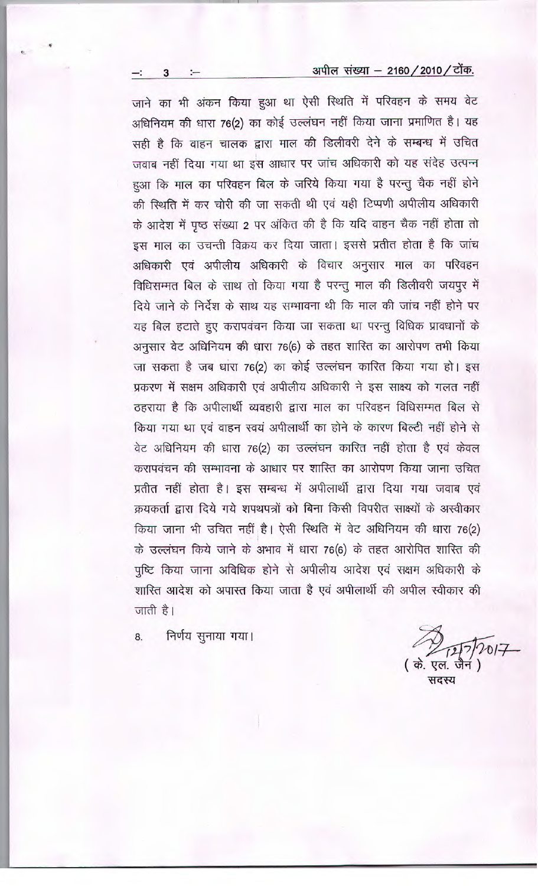जाने का भी अंकन किया हुआ था ऐसी स्थिति में परिवहन के समय वेट अधिनियम की धारा 76(2) का कोई उल्लंघन नहीं किया जाना प्रमाणित है। यह सही है कि वाहन चालक द्वारा माल की डिलीवरी देने के सम्बन्ध में उचित जवाब नहीं दिया गया था इस आधार पर जांच अधिकारी को यह संदेह उत्पन्न हुआ कि माल का परिवहन बिल के जरिये किया गया है परन्तु चैक नहीं होने की स्थिति में कर चोरी की जा सकती थी एवं यही टिप्पणी अपीलीय अधिकारी के आदेश में पृष्ठ संख्या 2 पर अंकित की है कि यदि वाहन चैक नहीं होता तो इस माल का उचन्ती विक्रय कर दिया जाता। इससे प्रतीत होता है कि जांच अधिकारी एवं अपीलीय अधिकारी के विचार अनुसार माल का परिवहन विधिसम्मत बिल के साथ तो किया गया है परन्तु माल की डिलीवरी जयपुर में दिये जाने के निर्देश के साथ यह सम्भावना थी कि माल की जांच नहीं होने पर यह बिल हटाते हुए करापवंचन किया जा सकता था परन्तु विधिक प्रावधानों के अनुसार वेट अधिनियम की धारा 76(6) के तहत शास्ति का आरोपण तभी किया जा सकता है जब धारा 76(2) का कोई उल्लंघन कारित किया गया हो। इस प्रकरण में सक्षम अधिकारी एवं अपीलीय अधिकारी ने इस साक्ष्य को गलत नहीं ठहराया है कि अपीलार्थी व्यवहारी द्वारा माल का परिवहन विधिसम्मत बिल से किया गया था एवं वाहन स्वयं अपीलार्थी का होने के कारण बिल्टी नहीं होने से वेट अधिनियम की धारा 76(2) का उल्लंघन कारित नहीं होता है एवं केवल करापवंचन की सम्भावना के आधार पर शास्ति का आरोपण किया जाना उचित प्रतीत नहीं होता है। इस सम्बन्ध में अपीलार्थी द्वारा दिया गया जवाब एवं क्रयकर्ता द्वारा दिये गये शपथपत्रों को बिना किसी विपरीत साक्ष्यों के अस्वीकार किया जाना भी उचित नहीं है। ऐसी स्थिति में वेट अधिनियम की धारा 76(2) के उल्लंघन किये जाने के अभाव में धारा 76(6) के तहत आरोपित शास्ति की पुष्टि किया जाना अविधिक होने से अपीलीय आदेश एवं सक्षम अधिकारी के शास्ति आदेश को अपास्त किया जाता है एवं अपीलार्थी की अपील स्वीकार की जाती है।

8. निर्णय सुनाया गया।

12/7/2017

( के. एल. जैन )

सदस्य